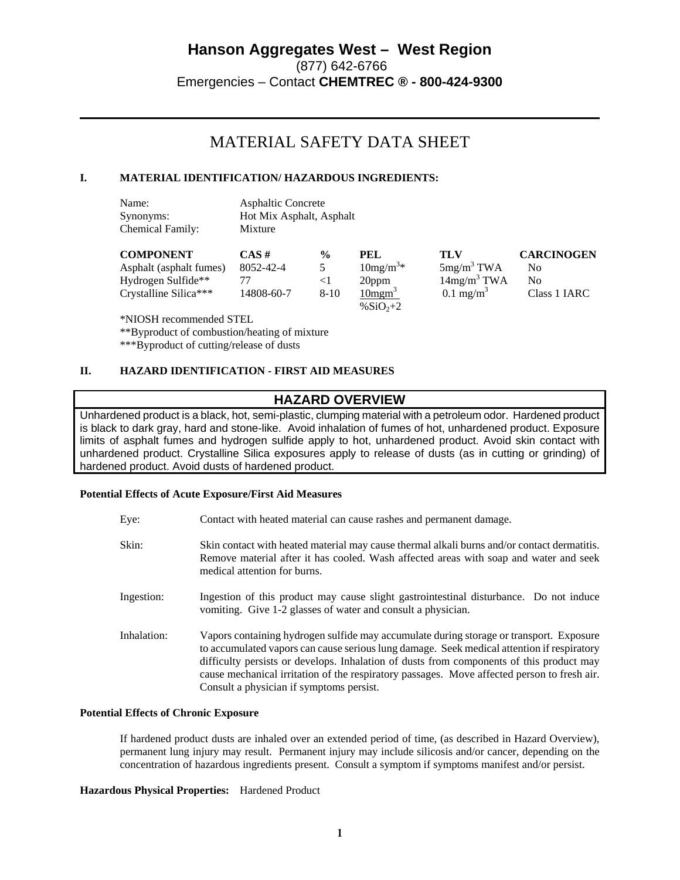# Hanson Aggregates West – West Region

(877) 642-6766

Emergencies – Contact **CHEMTREC ® - 800-424-9300**

---

## MATERIAL SAFETY DATA SHEET

### I. MATERIAL IDENTIFICATION/ HAZARDOUS INGREDIENTS:

Name: Asphaltic Concrete

Synonyms: Hot Mix Asphalt, Asphalt

Chemical Family: Mixture

| COMPONENT | CAS # | % | PEL | TLV | CARCINOGEN |
|---|---|---|---|---|---|
| Asphalt (asphalt fumes) | 8052-42-4 | 5 | $10mg/m^3$* | $5mg/m^3$ TWA | No |
| Hydrogen Sulfide** | 77 | <1 | 20ppm | $14mg/m^3$ TWA | No |
| Crystalline Silica*** | 14808-60-7 | 8-10 | $\frac{10mgm^3}{\%SiO_2+2}$ | $0.1\ mg/m^3$ | Class 1 IARC |

*NIOSH recommended STEL

**Byproduct of combustion/heating of mixture

***Byproduct of cutting/release of dusts

### II. HAZARD IDENTIFICATION - FIRST AID MEASURES

**HAZARD OVERVIEW**

Unhardened product is a black, hot, semi-plastic, clumping material with a petroleum odor. Hardened product is black to dark gray, hard and stone-like. Avoid inhalation of fumes of hot, unhardened product. Exposure limits of asphalt fumes and hydrogen sulfide apply to hot, unhardened product. Avoid skin contact with unhardened product. Crystalline Silica exposures apply to release of dusts (as in cutting or grinding) of hardened product. Avoid dusts of hardened product.

**Potential Effects of Acute Exposure/First Aid Measures**

Eye: Contact with heated material can cause rashes and permanent damage.

Skin: Skin contact with heated material may cause thermal alkali burns and/or contact dermatitis. Remove material after it has cooled. Wash affected areas with soap and water and seek medical attention for burns.

Ingestion: Ingestion of this product may cause slight gastrointestinal disturbance. Do not induce vomiting. Give 1-2 glasses of water and consult a physician.

Inhalation: Vapors containing hydrogen sulfide may accumulate during storage or transport. Exposure to accumulated vapors can cause serious lung damage. Seek medical attention if respiratory difficulty persists or develops. Inhalation of dusts from components of this product may cause mechanical irritation of the respiratory passages. Move affected person to fresh air. Consult a physician if symptoms persist.

**Potential Effects of Chronic Exposure**

If hardened product dusts are inhaled over an extended period of time, (as described in Hazard Overview), permanent lung injury may result. Permanent injury may include silicosis and/or cancer, depending on the concentration of hazardous ingredients present. Consult a symptom if symptoms manifest and/or persist.

**Hazardous Physical Properties:** Hardened Product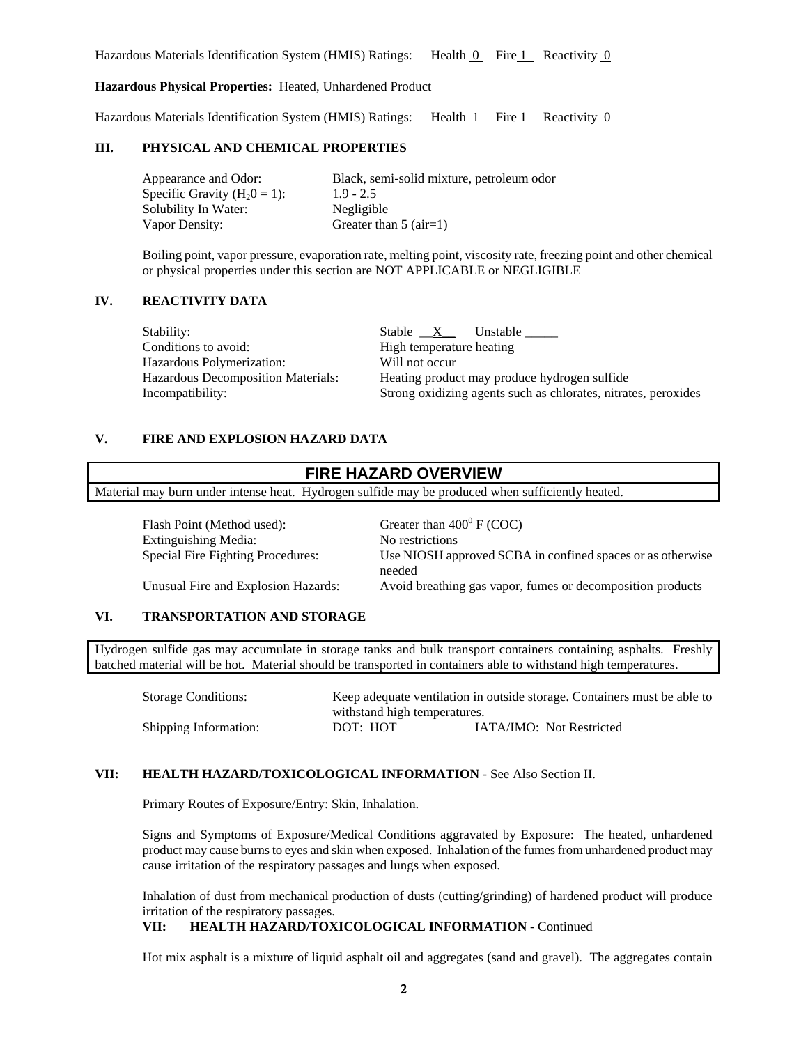Hazardous Materials Identification System (HMIS) Ratings: Health 0 Fire 1 Reactivity 0

**Hazardous Physical Properties:** Heated, Unhardened Product

Hazardous Materials Identification System (HMIS) Ratings: Health 1 Fire 1 Reactivity 0

## III. PHYSICAL AND CHEMICAL PROPERTIES

| | |
|---|---|
| Appearance and Odor: | Black, semi-solid mixture, petroleum odor |
| Specific Gravity ($H_20 = 1$): | 1.9 - 2.5 |
| Solubility In Water: | Negligible |
| Vapor Density: | Greater than 5 (air=1) |

Boiling point, vapor pressure, evaporation rate, melting point, viscosity rate, freezing point and other chemical or physical properties under this section are NOT APPLICABLE or NEGLIGIBLE

## IV. REACTIVITY DATA

| | |
|---|---|
| Stability: | Stable X Unstable _____ |
| Conditions to avoid: | High temperature heating |
| Hazardous Polymerization: | Will not occur |
| Hazardous Decomposition Materials: | Heating product may produce hydrogen sulfide |
| Incompatibility: | Strong oxidizing agents such as chlorates, nitrates, peroxides |

## V. FIRE AND EXPLOSION HAZARD DATA

**FIRE HAZARD OVERVIEW**

Material may burn under intense heat. Hydrogen sulfide may be produced when sufficiently heated.

| | |
|---|---|
| Flash Point (Method used): | Greater than $400^0$ F (COC) |
| Extinguishing Media: | No restrictions |
| Special Fire Fighting Procedures: | Use NIOSH approved SCBA in confined spaces or as otherwise needed |
| Unusual Fire and Explosion Hazards: | Avoid breathing gas vapor, fumes or decomposition products |

## VI. TRANSPORTATION AND STORAGE

Hydrogen sulfide gas may accumulate in storage tanks and bulk transport containers containing asphalts. Freshly batched material will be hot. Material should be transported in containers able to withstand high temperatures.

| | |
|---|---|
| Storage Conditions: | Keep adequate ventilation in outside storage. Containers must be able to withstand high temperatures. |
| Shipping Information: | DOT: HOT IATA/IMO: Not Restricted |

## VII: HEALTH HAZARD/TOXICOLOGICAL INFORMATION - See Also Section II.

Primary Routes of Exposure/Entry: Skin, Inhalation.

Signs and Symptoms of Exposure/Medical Conditions aggravated by Exposure: The heated, unhardened product may cause burns to eyes and skin when exposed. Inhalation of the fumes from unhardened product may cause irritation of the respiratory passages and lungs when exposed.

Inhalation of dust from mechanical production of dusts (cutting/grinding) of hardened product will produce irritation of the respiratory passages.

## VII: HEALTH HAZARD/TOXICOLOGICAL INFORMATION - Continued

Hot mix asphalt is a mixture of liquid asphalt oil and aggregates (sand and gravel). The aggregates contain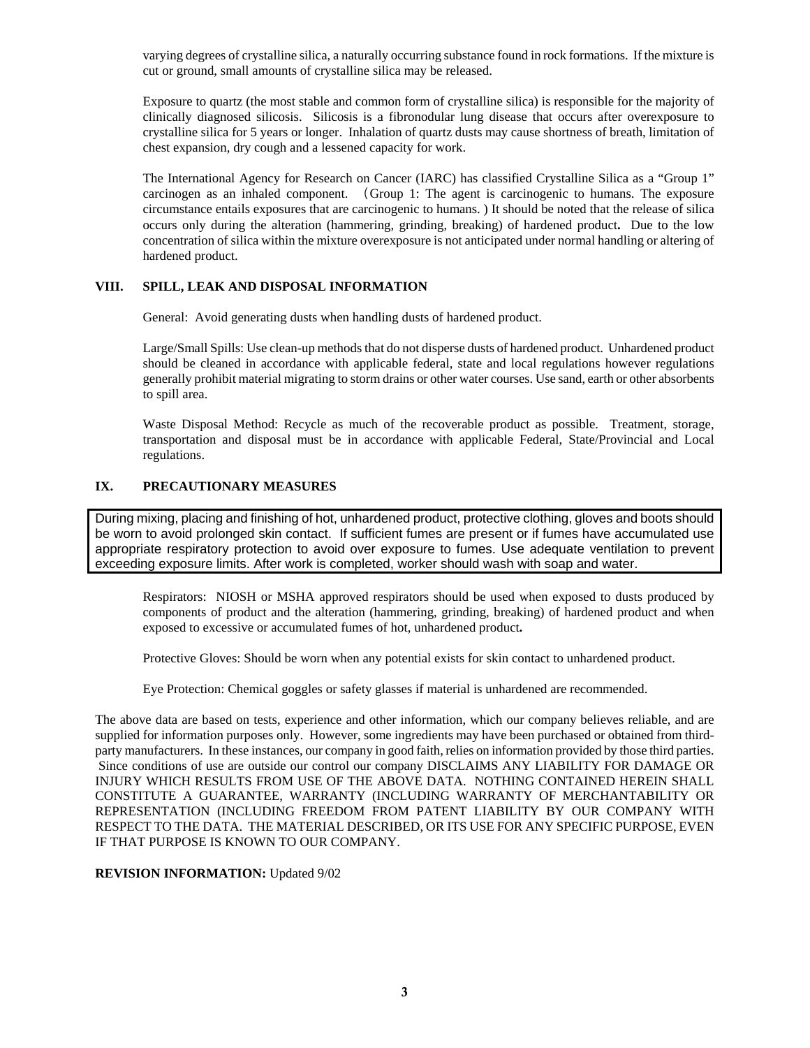varying degrees of crystalline silica, a naturally occurring substance found in rock formations. If the mixture is cut or ground, small amounts of crystalline silica may be released.

Exposure to quartz (the most stable and common form of crystalline silica) is responsible for the majority of clinically diagnosed silicosis. Silicosis is a fibronodular lung disease that occurs after overexposure to crystalline silica for 5 years or longer. Inhalation of quartz dusts may cause shortness of breath, limitation of chest expansion, dry cough and a lessened capacity for work.

The International Agency for Research on Cancer (IARC) has classified Crystalline Silica as a "Group 1" carcinogen as an inhaled component. （Group 1: The agent is carcinogenic to humans. The exposure circumstance entails exposures that are carcinogenic to humans. ) It should be noted that the release of silica occurs only during the alteration (hammering, grinding, breaking) of hardened product**.** Due to the low concentration of silica within the mixture overexposure is not anticipated under normal handling or altering of hardened product.

## VIII. SPILL, LEAK AND DISPOSAL INFORMATION

General: Avoid generating dusts when handling dusts of hardened product.

Large/Small Spills: Use clean-up methods that do not disperse dusts of hardened product. Unhardened product should be cleaned in accordance with applicable federal, state and local regulations however regulations generally prohibit material migrating to storm drains or other water courses. Use sand, earth or other absorbents to spill area.

Waste Disposal Method: Recycle as much of the recoverable product as possible. Treatment, storage, transportation and disposal must be in accordance with applicable Federal, State/Provincial and Local regulations.

## IX. PRECAUTIONARY MEASURES

During mixing, placing and finishing of hot, unhardened product, protective clothing, gloves and boots should be worn to avoid prolonged skin contact. If sufficient fumes are present or if fumes have accumulated use appropriate respiratory protection to avoid over exposure to fumes. Use adequate ventilation to prevent exceeding exposure limits. After work is completed, worker should wash with soap and water.

Respirators: NIOSH or MSHA approved respirators should be used when exposed to dusts produced by components of product and the alteration (hammering, grinding, breaking) of hardened product and when exposed to excessive or accumulated fumes of hot, unhardened product**.**

Protective Gloves: Should be worn when any potential exists for skin contact to unhardened product.

Eye Protection: Chemical goggles or safety glasses if material is unhardened are recommended.

The above data are based on tests, experience and other information, which our company believes reliable, and are supplied for information purposes only. However, some ingredients may have been purchased or obtained from third-party manufacturers. In these instances, our company in good faith, relies on information provided by those third parties. Since conditions of use are outside our control our company DISCLAIMS ANY LIABILITY FOR DAMAGE OR INJURY WHICH RESULTS FROM USE OF THE ABOVE DATA. NOTHING CONTAINED HEREIN SHALL CONSTITUTE A GUARANTEE, WARRANTY (INCLUDING WARRANTY OF MERCHANTABILITY OR REPRESENTATION (INCLUDING FREEDOM FROM PATENT LIABILITY BY OUR COMPANY WITH RESPECT TO THE DATA. THE MATERIAL DESCRIBED, OR ITS USE FOR ANY SPECIFIC PURPOSE, EVEN IF THAT PURPOSE IS KNOWN TO OUR COMPANY.

**REVISION INFORMATION:** Updated 9/02